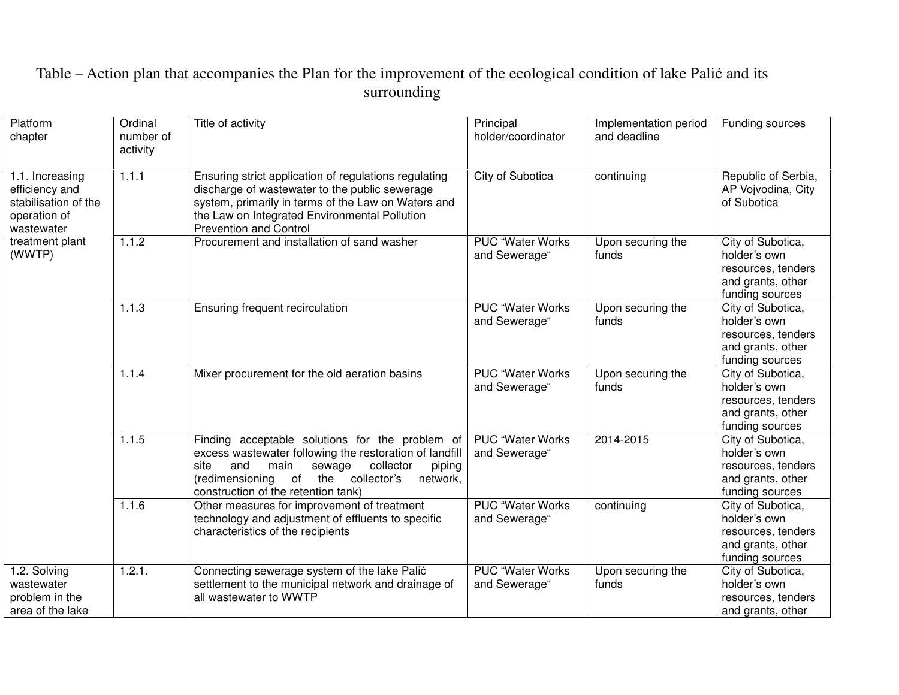Table – Action plan that accompanies the Plan for the improvement of the ecological condition of lake Palić and its surrounding

| Platform chapter | Ordinal number of activity | Title of activity | Principal holder/coordinator | Implementation period and deadline | Funding sources |
|---|---|---|---|---|---|
| 1.1. Increasing efficiency and stabilisation of the operation of wastewater treatment plant (WWTP) | 1.1.1 | Ensuring strict application of regulations regulating discharge of wastewater to the public sewerage system, primarily in terms of the Law on Waters and the Law on Integrated Environmental Pollution Prevention and Control | City of Subotica | continuing | Republic of Serbia, AP Vojvodina, City of Subotica |
| | 1.1.2 | Procurement and installation of sand washer | PUC "Water Works and Sewerage" | Upon securing the funds | City of Subotica, holder's own resources, tenders and grants, other funding sources |
| | 1.1.3 | Ensuring frequent recirculation | PUC "Water Works and Sewerage" | Upon securing the funds | City of Subotica, holder's own resources, tenders and grants, other funding sources |
| | 1.1.4 | Mixer procurement for the old aeration basins | PUC "Water Works and Sewerage" | Upon securing the funds | City of Subotica, holder's own resources, tenders and grants, other funding sources |
| | 1.1.5 | Finding acceptable solutions for the problem of excess wastewater following the restoration of landfill site and main sewage collector piping (redimensioning of the collector's network, construction of the retention tank) | PUC "Water Works and Sewerage" | 2014-2015 | City of Subotica, holder's own resources, tenders and grants, other funding sources |
| | 1.1.6 | Other measures for improvement of treatment technology and adjustment of effluents to specific characteristics of the recipients | PUC "Water Works and Sewerage" | continuing | City of Subotica, holder's own resources, tenders and grants, other funding sources |
| 1.2. Solving wastewater problem in the area of the lake | 1.2.1. | Connecting sewerage system of the lake Palić settlement to the municipal network and drainage of all wastewater to WWTP | PUC "Water Works and Sewerage" | Upon securing the funds | City of Subotica, holder's own resources, tenders and grants, other |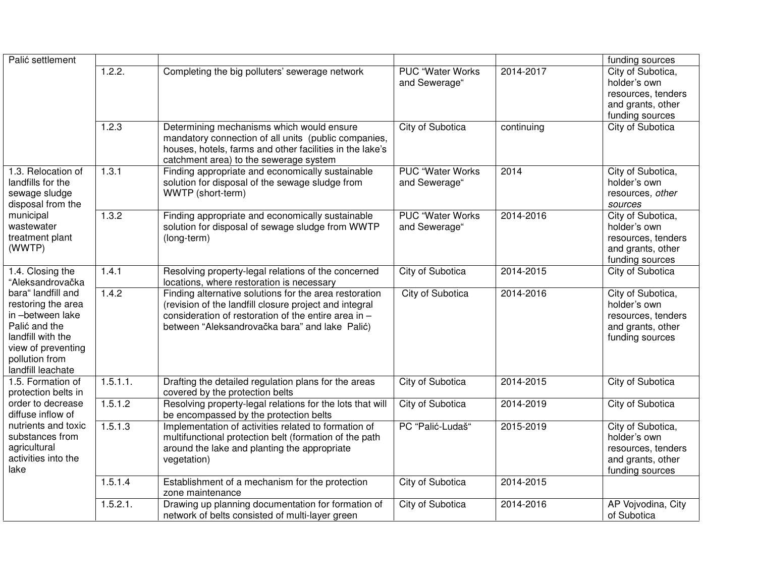| | | | | | |
|---|---|---|---|---|---|
| Palić settlement | | | | | funding sources |
| | 1.2.2. | Completing the big polluters' sewerage network | PUC "Water Works and Sewerage" | 2014-2017 | City of Subotica, holder's own resources, tenders and grants, other funding sources |
| | 1.2.3 | Determining mechanisms which would ensure mandatory connection of all units (public companies, houses, hotels, farms and other facilities in the lake's catchment area) to the sewerage system | City of Subotica | continuing | City of Subotica |
| 1.3. Relocation of landfills for the sewage sludge disposal from the municipal wastewater treatment plant (WWTP) | 1.3.1 | Finding appropriate and economically sustainable solution for disposal of the sewage sludge from WWTP (short-term) | PUC "Water Works and Sewerage" | 2014 | City of Subotica, holder's own resources, *other sources* |
| | 1.3.2 | Finding appropriate and economically sustainable solution for disposal of sewage sludge from WWTP (long-term) | PUC "Water Works and Sewerage" | 2014-2016 | City of Subotica, holder's own resources, tenders and grants, other funding sources |
| 1.4. Closing the "Aleksandrovačka bara" landfill and restoring the area in –between lake Palić and the landfill with the view of preventing pollution from landfill leachate | 1.4.1 | Resolving property-legal relations of the concerned locations, where restoration is necessary | City of Subotica | 2014-2015 | City of Subotica |
| | 1.4.2 | Finding alternative solutions for the area restoration (revision of the landfill closure project and integral consideration of restoration of the entire area in – between "Aleksandrovačka bara" and lake Palić) | City of Subotica | 2014-2016 | City of Subotica, holder's own resources, tenders and grants, other funding sources |
| 1.5. Formation of protection belts in order to decrease diffuse inflow of nutrients and toxic substances from agricultural activities into the lake | 1.5.1.1. | Drafting the detailed regulation plans for the areas covered by the protection belts | City of Subotica | 2014-2015 | City of Subotica |
| | 1.5.1.2 | Resolving property-legal relations for the lots that will be encompassed by the protection belts | City of Subotica | 2014-2019 | City of Subotica |
| | 1.5.1.3 | Implementation of activities related to formation of multifunctional protection belt (formation of the path around the lake and planting the appropriate vegetation) | PC "Palić-Ludaš" | 2015-2019 | City of Subotica, holder's own resources, tenders and grants, other funding sources |
| | 1.5.1.4 | Establishment of a mechanism for the protection zone maintenance | City of Subotica | 2014-2015 | |
| | 1.5.2.1. | Drawing up planning documentation for formation of network of belts consisted of multi-layer green | City of Subotica | 2014-2016 | AP Vojvodina, City of Subotica |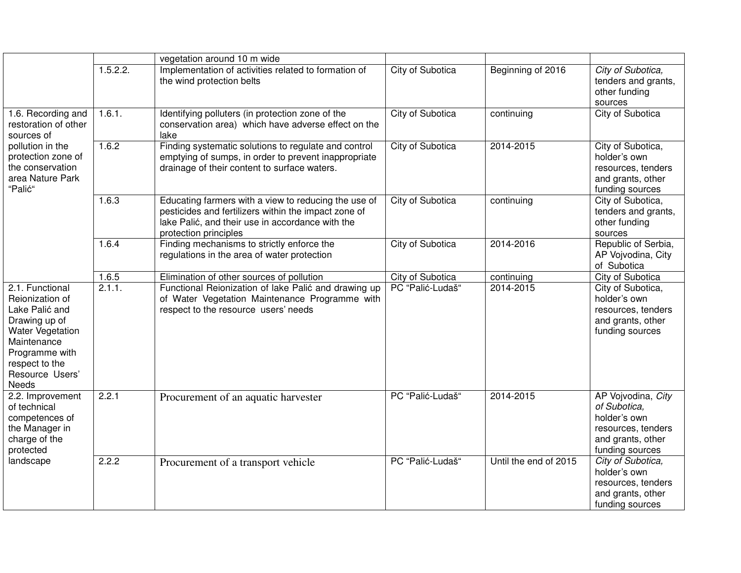|  |  |  |  |  |  |
|---|---|---|---|---|---|
|  |  | vegetation around 10 m wide |  |  |  |
|  | 1.5.2.2. | Implementation of activities related to formation of the wind protection belts | City of Subotica | Beginning of 2016 | *City of Subotica,* tenders and grants, other funding sources |
| 1.6. Recording and restoration of other sources of pollution in the protection zone of the conservation area Nature Park "Palić" | 1.6.1. | Identifying polluters (in protection zone of the conservation area) which have adverse effect on the lake | City of Subotica | continuing | City of Subotica |
|  | 1.6.2 | Finding systematic solutions to regulate and control emptying of sumps, in order to prevent inappropriate drainage of their content to surface waters. | City of Subotica | 2014-2015 | City of Subotica, holder's own resources, tenders and grants, other funding sources |
|  | 1.6.3 | Educating farmers with a view to reducing the use of pesticides and fertilizers within the impact zone of lake Palić, and their use in accordance with the protection principles | City of Subotica | continuing | City of Subotica, tenders and grants, other funding sources |
|  | 1.6.4 | Finding mechanisms to strictly enforce the regulations in the area of water protection | City of Subotica | 2014-2016 | Republic of Serbia, AP Vojvodina, City of Subotica |
|  | 1.6.5 | Elimination of other sources of pollution | City of Subotica | continuing | City of Subotica |
| 2.1. Functional Reionization of Lake Palić and Drawing up of Water Vegetation Maintenance Programme with respect to the Resource Users' Needs | 2.1.1. | Functional Reionization of lake Palić and drawing up of Water Vegetation Maintenance Programme with respect to the resource users' needs | PC "Palić-Ludaš" | 2014-2015 | City of Subotica, holder's own resources, tenders and grants, other funding sources |
| 2.2. Improvement of technical competences of the Manager in charge of the protected landscape | 2.2.1 | Procurement of an aquatic harvester | PC "Palić-Ludaš" | 2014-2015 | AP Vojvodina, *City of Subotica,* holder's own resources, tenders and grants, other funding sources |
|  | 2.2.2 | Procurement of a transport vehicle | PC "Palić-Ludaš" | Until the end of 2015 | *City of Subotica,* holder's own resources, tenders and grants, other funding sources |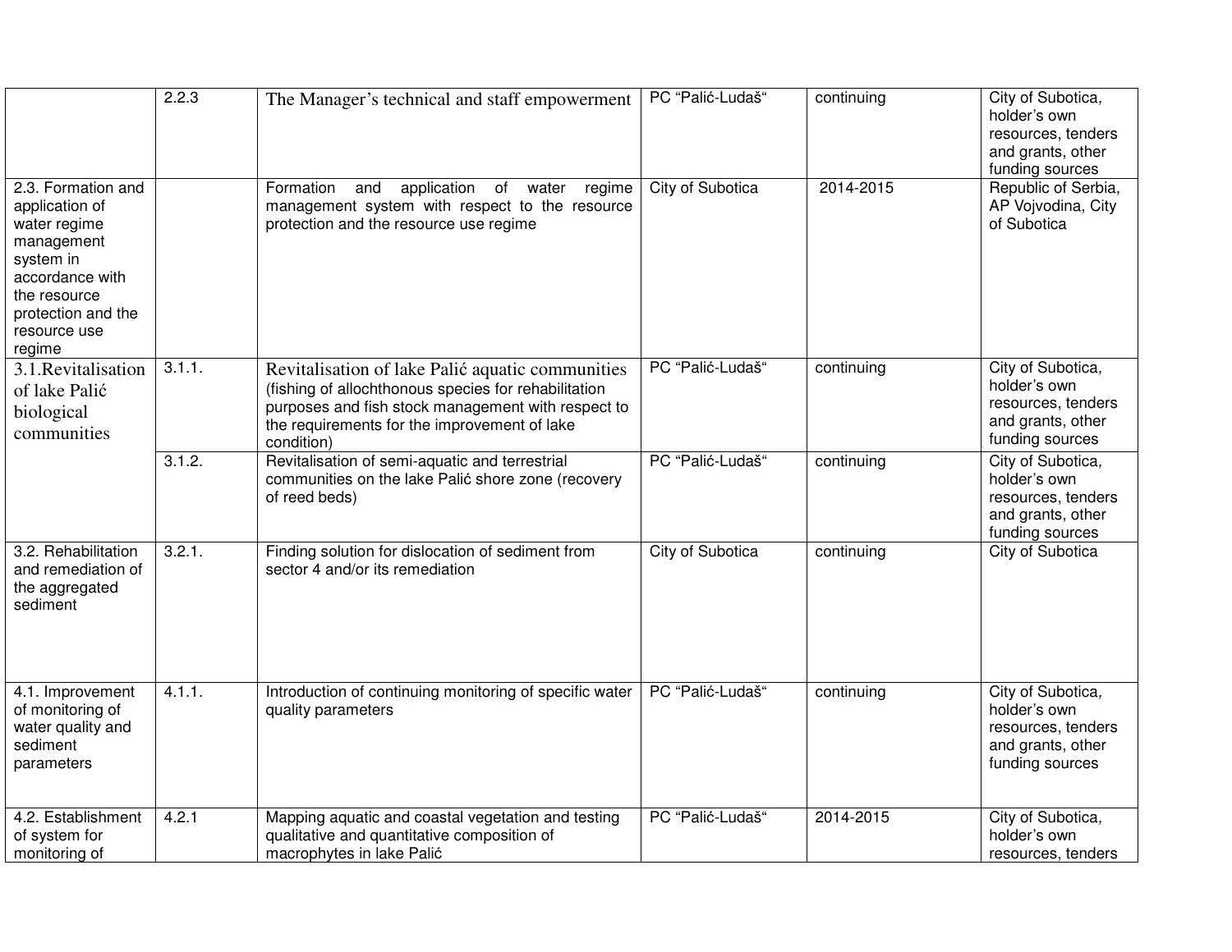| | | | | | |
|---|---|---|---|---|---|
| | 2.2.3 | The Manager's technical and staff empowerment | PC "Palić-Ludaš" | continuing | City of Subotica, holder's own resources, tenders and grants, other funding sources |
| 2.3. Formation and application of water regime management system in accordance with the resource protection and the resource use regime | | Formation and application of water regime management system with respect to the resource protection and the resource use regime | City of Subotica | 2014-2015 | Republic of Serbia, AP Vojvodina, City of Subotica |
| 3.1.Revitalisation of lake Palić biological communities | 3.1.1. | Revitalisation of lake Palić aquatic communities (fishing of allochthonous species for rehabilitation purposes and fish stock management with respect to the requirements for the improvement of lake condition) | PC "Palić-Ludaš" | continuing | City of Subotica, holder's own resources, tenders and grants, other funding sources |
| | 3.1.2. | Revitalisation of semi-aquatic and terrestrial communities on the lake Palić shore zone (recovery of reed beds) | PC "Palić-Ludaš" | continuing | City of Subotica, holder's own resources, tenders and grants, other funding sources |
| 3.2. Rehabilitation and remediation of the aggregated sediment | 3.2.1. | Finding solution for dislocation of sediment from sector 4 and/or its remediation | City of Subotica | continuing | City of Subotica |
| 4.1. Improvement of monitoring of water quality and sediment parameters | 4.1.1. | Introduction of continuing monitoring of specific water quality parameters | PC "Palić-Ludaš" | continuing | City of Subotica, holder's own resources, tenders and grants, other funding sources |
| 4.2. Establishment of system for monitoring of | 4.2.1 | Mapping aquatic and coastal vegetation and testing qualitative and quantitative composition of macrophytes in lake Palić | PC "Palić-Ludaš" | 2014-2015 | City of Subotica, holder's own resources, tenders |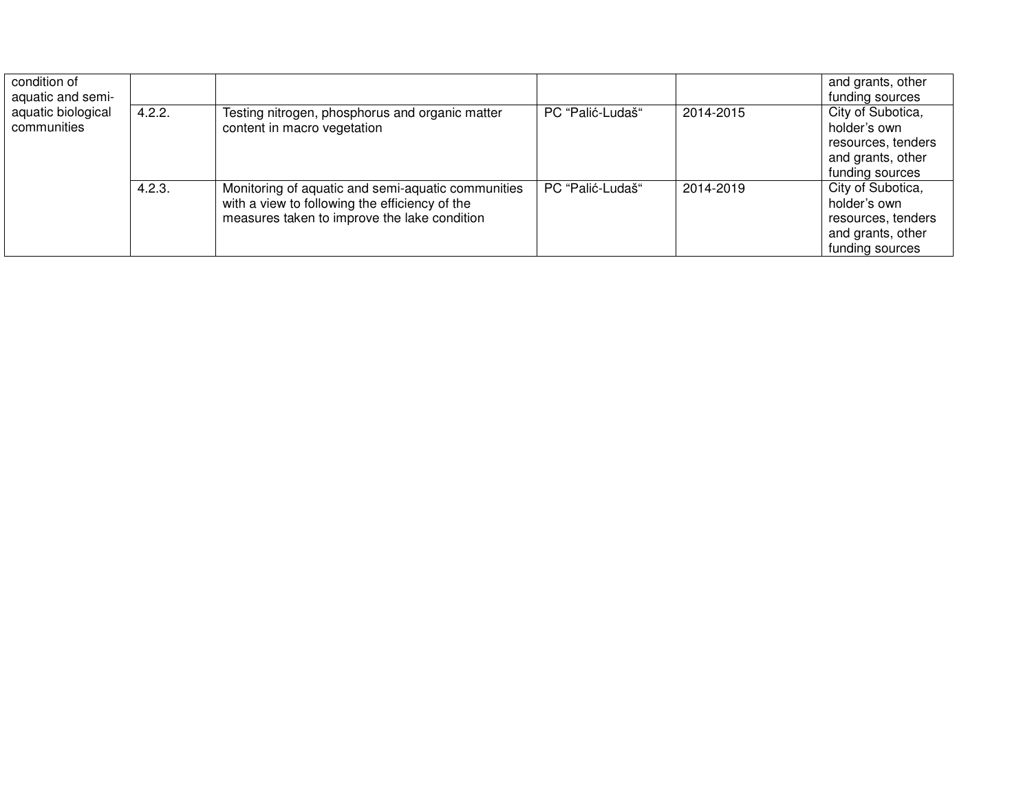| | | | | | |
|---|---|---|---|---|---|
| condition of aquatic and semi-aquatic biological communities | | | | | and grants, other funding sources |
| | 4.2.2. | Testing nitrogen, phosphorus and organic matter content in macro vegetation | PC “Palić-Ludaš“ | 2014-2015 | City of Subotica, holder’s own resources, tenders and grants, other funding sources |
| | 4.2.3. | Monitoring of aquatic and semi-aquatic communities with a view to following the efficiency of the measures taken to improve the lake condition | PC “Palić-Ludaš“ | 2014-2019 | City of Subotica, holder’s own resources, tenders and grants, other funding sources |